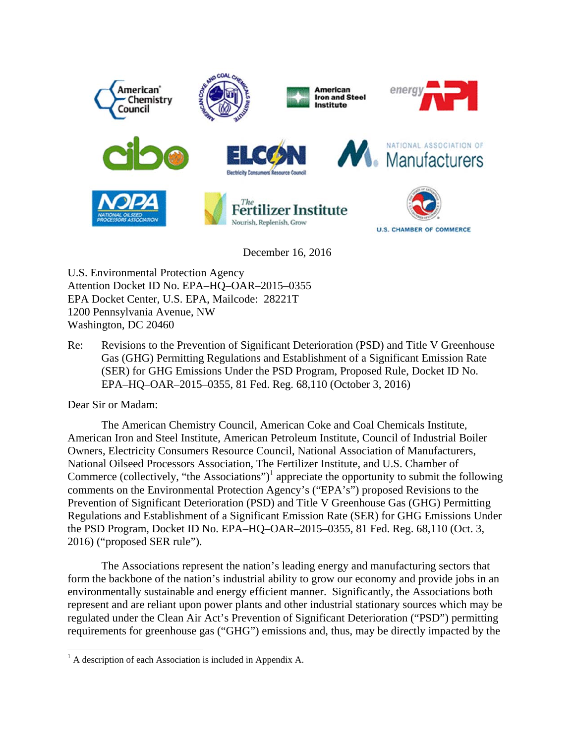December 16, 2016

U.S. Environmental Protection Agency
Attention Docket ID No. EPA–HQ–OAR–2015–0355
EPA Docket Center, U.S. EPA, Mailcode: 28221T
1200 Pennsylvania Avenue, NW
Washington, DC 20460

Re: Revisions to the Prevention of Significant Deterioration (PSD) and Title V Greenhouse Gas (GHG) Permitting Regulations and Establishment of a Significant Emission Rate (SER) for GHG Emissions Under the PSD Program, Proposed Rule, Docket ID No. EPA–HQ–OAR–2015–0355, 81 Fed. Reg. 68,110 (October 3, 2016)

Dear Sir or Madam:

The American Chemistry Council, American Coke and Coal Chemicals Institute, American Iron and Steel Institute, American Petroleum Institute, Council of Industrial Boiler Owners, Electricity Consumers Resource Council, National Association of Manufacturers, National Oilseed Processors Association, The Fertilizer Institute, and U.S. Chamber of Commerce (collectively, "the Associations")[1] appreciate the opportunity to submit the following comments on the Environmental Protection Agency's ("EPA's") proposed Revisions to the Prevention of Significant Deterioration (PSD) and Title V Greenhouse Gas (GHG) Permitting Regulations and Establishment of a Significant Emission Rate (SER) for GHG Emissions Under the PSD Program, Docket ID No. EPA–HQ–OAR–2015–0355, 81 Fed. Reg. 68,110 (Oct. 3, 2016) ("proposed SER rule").

The Associations represent the nation's leading energy and manufacturing sectors that form the backbone of the nation's industrial ability to grow our economy and provide jobs in an environmentally sustainable and energy efficient manner. Significantly, the Associations both represent and are reliant upon power plants and other industrial stationary sources which may be regulated under the Clean Air Act's Prevention of Significant Deterioration ("PSD") permitting requirements for greenhouse gas ("GHG") emissions and, thus, may be directly impacted by the

---

[1] A description of each Association is included in Appendix A.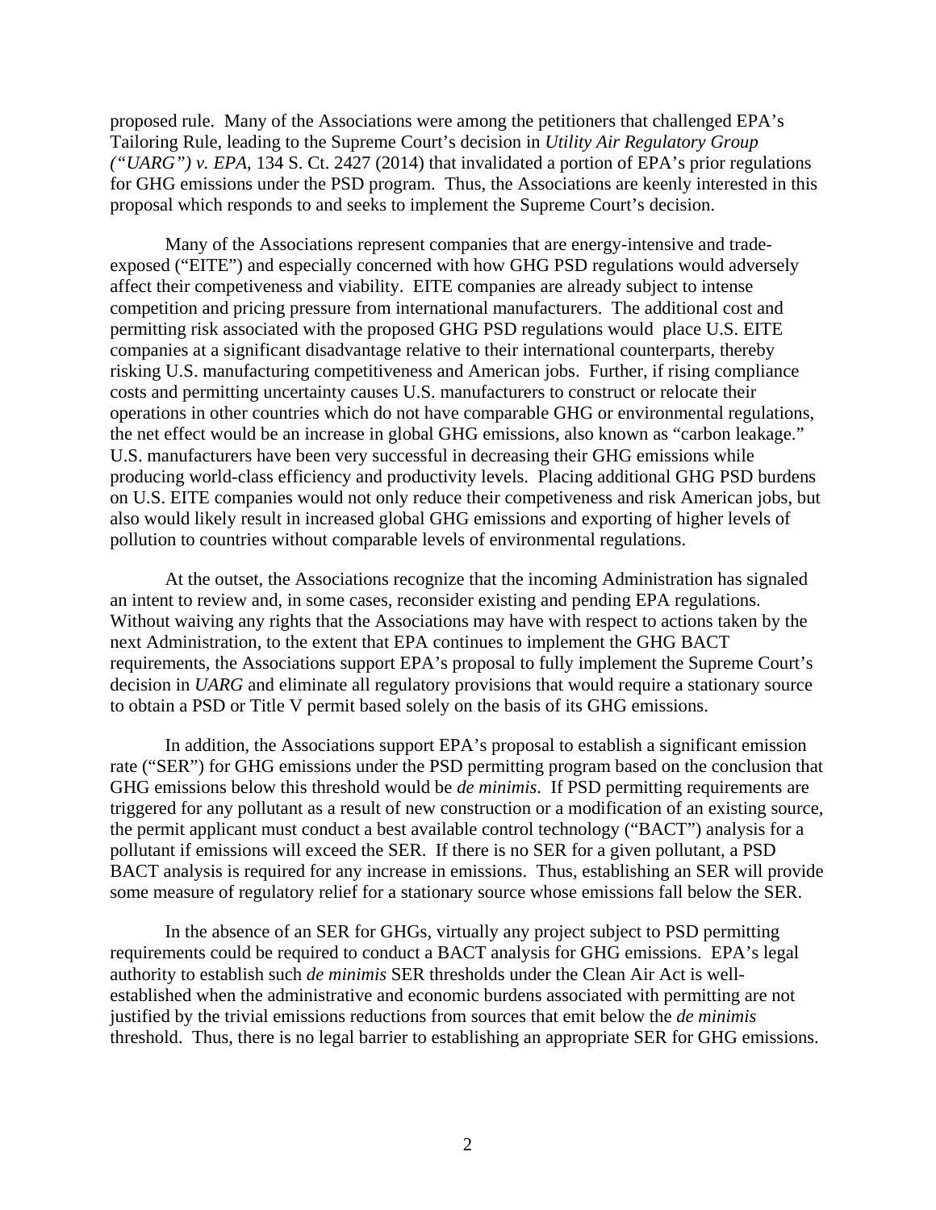proposed rule. Many of the Associations were among the petitioners that challenged EPA's Tailoring Rule, leading to the Supreme Court's decision in *Utility Air Regulatory Group ("UARG") v. EPA*, 134 S. Ct. 2427 (2014) that invalidated a portion of EPA's prior regulations for GHG emissions under the PSD program. Thus, the Associations are keenly interested in this proposal which responds to and seeks to implement the Supreme Court's decision.

Many of the Associations represent companies that are energy-intensive and trade-exposed ("EITE") and especially concerned with how GHG PSD regulations would adversely affect their competiveness and viability. EITE companies are already subject to intense competition and pricing pressure from international manufacturers. The additional cost and permitting risk associated with the proposed GHG PSD regulations would place U.S. EITE companies at a significant disadvantage relative to their international counterparts, thereby risking U.S. manufacturing competitiveness and American jobs. Further, if rising compliance costs and permitting uncertainty causes U.S. manufacturers to construct or relocate their operations in other countries which do not have comparable GHG or environmental regulations, the net effect would be an increase in global GHG emissions, also known as "carbon leakage." U.S. manufacturers have been very successful in decreasing their GHG emissions while producing world-class efficiency and productivity levels. Placing additional GHG PSD burdens on U.S. EITE companies would not only reduce their competiveness and risk American jobs, but also would likely result in increased global GHG emissions and exporting of higher levels of pollution to countries without comparable levels of environmental regulations.

At the outset, the Associations recognize that the incoming Administration has signaled an intent to review and, in some cases, reconsider existing and pending EPA regulations. Without waiving any rights that the Associations may have with respect to actions taken by the next Administration, to the extent that EPA continues to implement the GHG BACT requirements, the Associations support EPA's proposal to fully implement the Supreme Court's decision in *UARG* and eliminate all regulatory provisions that would require a stationary source to obtain a PSD or Title V permit based solely on the basis of its GHG emissions.

In addition, the Associations support EPA's proposal to establish a significant emission rate ("SER") for GHG emissions under the PSD permitting program based on the conclusion that GHG emissions below this threshold would be *de minimis*. If PSD permitting requirements are triggered for any pollutant as a result of new construction or a modification of an existing source, the permit applicant must conduct a best available control technology ("BACT") analysis for a pollutant if emissions will exceed the SER. If there is no SER for a given pollutant, a PSD BACT analysis is required for any increase in emissions. Thus, establishing an SER will provide some measure of regulatory relief for a stationary source whose emissions fall below the SER.

In the absence of an SER for GHGs, virtually any project subject to PSD permitting requirements could be required to conduct a BACT analysis for GHG emissions. EPA's legal authority to establish such *de minimis* SER thresholds under the Clean Air Act is well-established when the administrative and economic burdens associated with permitting are not justified by the trivial emissions reductions from sources that emit below the *de minimis* threshold. Thus, there is no legal barrier to establishing an appropriate SER for GHG emissions.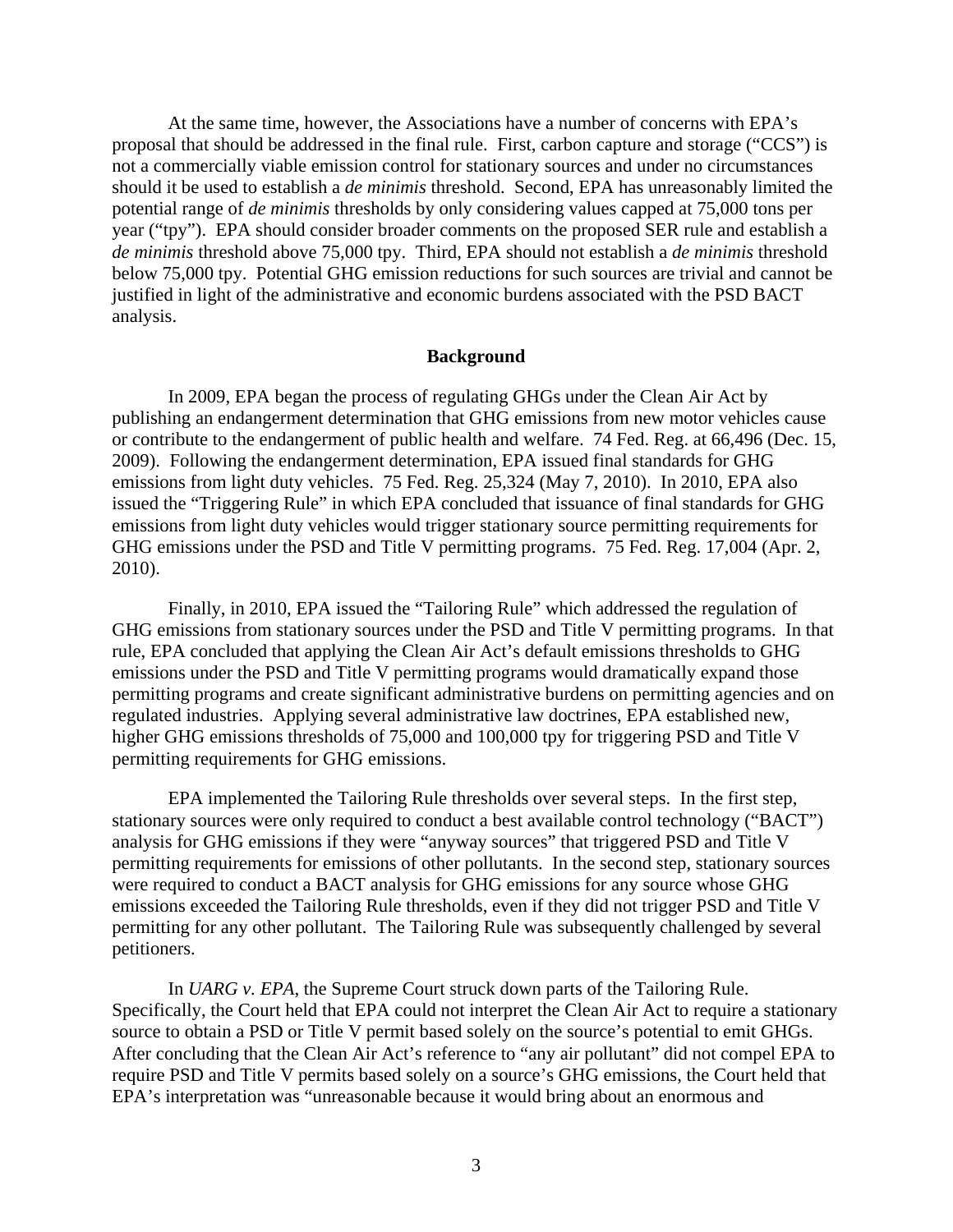At the same time, however, the Associations have a number of concerns with EPA's proposal that should be addressed in the final rule. First, carbon capture and storage ("CCS") is not a commercially viable emission control for stationary sources and under no circumstances should it be used to establish a *de minimis* threshold. Second, EPA has unreasonably limited the potential range of *de minimis* thresholds by only considering values capped at 75,000 tons per year ("tpy"). EPA should consider broader comments on the proposed SER rule and establish a *de minimis* threshold above 75,000 tpy. Third, EPA should not establish a *de minimis* threshold below 75,000 tpy. Potential GHG emission reductions for such sources are trivial and cannot be justified in light of the administrative and economic burdens associated with the PSD BACT analysis.

## Background

In 2009, EPA began the process of regulating GHGs under the Clean Air Act by publishing an endangerment determination that GHG emissions from new motor vehicles cause or contribute to the endangerment of public health and welfare. 74 Fed. Reg. at 66,496 (Dec. 15, 2009). Following the endangerment determination, EPA issued final standards for GHG emissions from light duty vehicles. 75 Fed. Reg. 25,324 (May 7, 2010). In 2010, EPA also issued the "Triggering Rule" in which EPA concluded that issuance of final standards for GHG emissions from light duty vehicles would trigger stationary source permitting requirements for GHG emissions under the PSD and Title V permitting programs. 75 Fed. Reg. 17,004 (Apr. 2, 2010).

Finally, in 2010, EPA issued the "Tailoring Rule" which addressed the regulation of GHG emissions from stationary sources under the PSD and Title V permitting programs. In that rule, EPA concluded that applying the Clean Air Act's default emissions thresholds to GHG emissions under the PSD and Title V permitting programs would dramatically expand those permitting programs and create significant administrative burdens on permitting agencies and on regulated industries. Applying several administrative law doctrines, EPA established new, higher GHG emissions thresholds of 75,000 and 100,000 tpy for triggering PSD and Title V permitting requirements for GHG emissions.

EPA implemented the Tailoring Rule thresholds over several steps. In the first step, stationary sources were only required to conduct a best available control technology ("BACT") analysis for GHG emissions if they were "anyway sources" that triggered PSD and Title V permitting requirements for emissions of other pollutants. In the second step, stationary sources were required to conduct a BACT analysis for GHG emissions for any source whose GHG emissions exceeded the Tailoring Rule thresholds, even if they did not trigger PSD and Title V permitting for any other pollutant. The Tailoring Rule was subsequently challenged by several petitioners.

In *UARG v. EPA*, the Supreme Court struck down parts of the Tailoring Rule. Specifically, the Court held that EPA could not interpret the Clean Air Act to require a stationary source to obtain a PSD or Title V permit based solely on the source's potential to emit GHGs. After concluding that the Clean Air Act's reference to "any air pollutant" did not compel EPA to require PSD and Title V permits based solely on a source's GHG emissions, the Court held that EPA's interpretation was "unreasonable because it would bring about an enormous and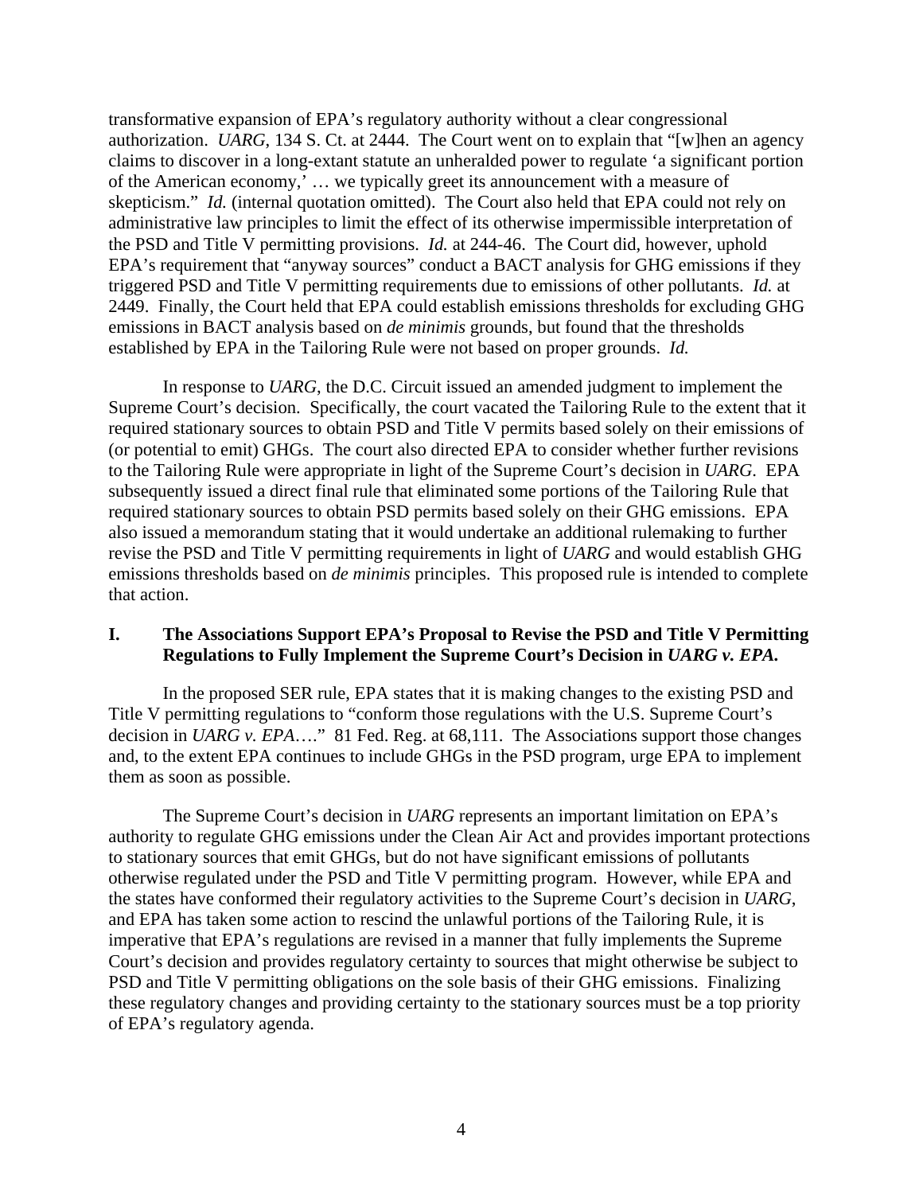transformative expansion of EPA's regulatory authority without a clear congressional authorization. *UARG*, 134 S. Ct. at 2444. The Court went on to explain that "[w]hen an agency claims to discover in a long-extant statute an unheralded power to regulate 'a significant portion of the American economy,' … we typically greet its announcement with a measure of skepticism." *Id.* (internal quotation omitted). The Court also held that EPA could not rely on administrative law principles to limit the effect of its otherwise impermissible interpretation of the PSD and Title V permitting provisions. *Id.* at 244-46. The Court did, however, uphold EPA's requirement that "anyway sources" conduct a BACT analysis for GHG emissions if they triggered PSD and Title V permitting requirements due to emissions of other pollutants. *Id.* at 2449. Finally, the Court held that EPA could establish emissions thresholds for excluding GHG emissions in BACT analysis based on *de minimis* grounds, but found that the thresholds established by EPA in the Tailoring Rule were not based on proper grounds. *Id.*

In response to *UARG*, the D.C. Circuit issued an amended judgment to implement the Supreme Court's decision. Specifically, the court vacated the Tailoring Rule to the extent that it required stationary sources to obtain PSD and Title V permits based solely on their emissions of (or potential to emit) GHGs. The court also directed EPA to consider whether further revisions to the Tailoring Rule were appropriate in light of the Supreme Court's decision in *UARG*. EPA subsequently issued a direct final rule that eliminated some portions of the Tailoring Rule that required stationary sources to obtain PSD permits based solely on their GHG emissions. EPA also issued a memorandum stating that it would undertake an additional rulemaking to further revise the PSD and Title V permitting requirements in light of *UARG* and would establish GHG emissions thresholds based on *de minimis* principles. This proposed rule is intended to complete that action.

## I. The Associations Support EPA's Proposal to Revise the PSD and Title V Permitting Regulations to Fully Implement the Supreme Court's Decision in *UARG v. EPA*.

In the proposed SER rule, EPA states that it is making changes to the existing PSD and Title V permitting regulations to "conform those regulations with the U.S. Supreme Court's decision in *UARG v. EPA*…." 81 Fed. Reg. at 68,111. The Associations support those changes and, to the extent EPA continues to include GHGs in the PSD program, urge EPA to implement them as soon as possible.

The Supreme Court's decision in *UARG* represents an important limitation on EPA's authority to regulate GHG emissions under the Clean Air Act and provides important protections to stationary sources that emit GHGs, but do not have significant emissions of pollutants otherwise regulated under the PSD and Title V permitting program. However, while EPA and the states have conformed their regulatory activities to the Supreme Court's decision in *UARG*, and EPA has taken some action to rescind the unlawful portions of the Tailoring Rule, it is imperative that EPA's regulations are revised in a manner that fully implements the Supreme Court's decision and provides regulatory certainty to sources that might otherwise be subject to PSD and Title V permitting obligations on the sole basis of their GHG emissions. Finalizing these regulatory changes and providing certainty to the stationary sources must be a top priority of EPA's regulatory agenda.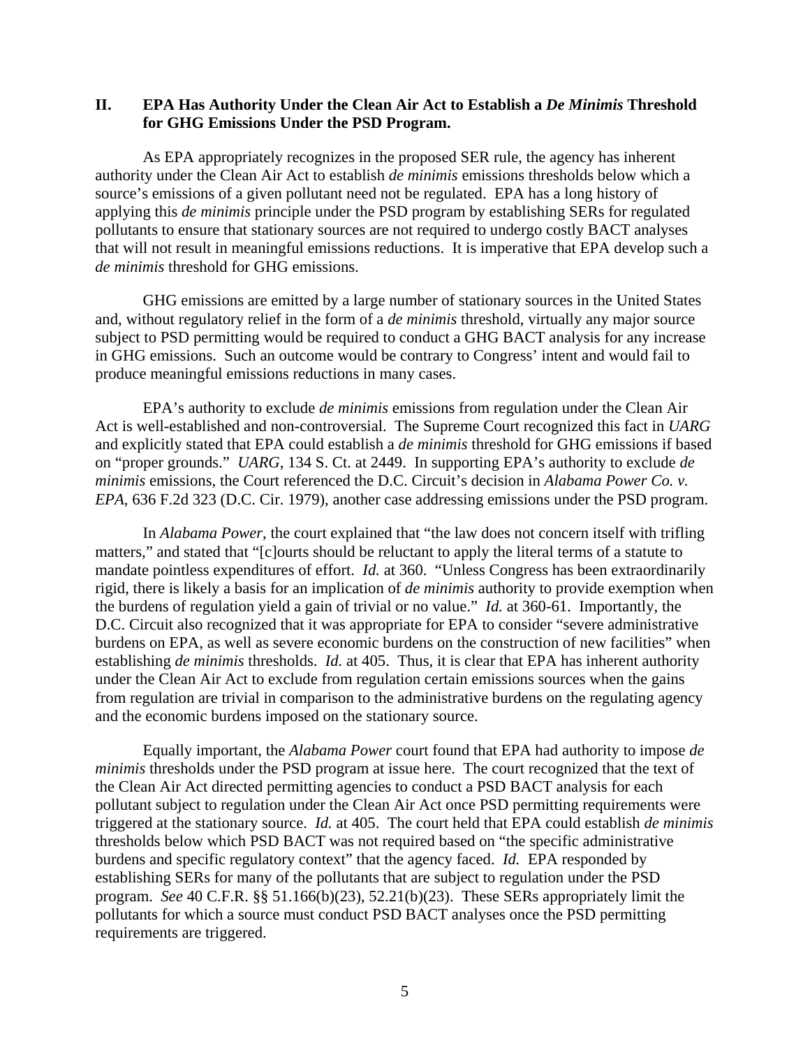## II. EPA Has Authority Under the Clean Air Act to Establish a *De Minimis* Threshold for GHG Emissions Under the PSD Program.

As EPA appropriately recognizes in the proposed SER rule, the agency has inherent authority under the Clean Air Act to establish *de minimis* emissions thresholds below which a source's emissions of a given pollutant need not be regulated. EPA has a long history of applying this *de minimis* principle under the PSD program by establishing SERs for regulated pollutants to ensure that stationary sources are not required to undergo costly BACT analyses that will not result in meaningful emissions reductions. It is imperative that EPA develop such a *de minimis* threshold for GHG emissions.

GHG emissions are emitted by a large number of stationary sources in the United States and, without regulatory relief in the form of a *de minimis* threshold, virtually any major source subject to PSD permitting would be required to conduct a GHG BACT analysis for any increase in GHG emissions. Such an outcome would be contrary to Congress' intent and would fail to produce meaningful emissions reductions in many cases.

EPA's authority to exclude *de minimis* emissions from regulation under the Clean Air Act is well-established and non-controversial. The Supreme Court recognized this fact in *UARG* and explicitly stated that EPA could establish a *de minimis* threshold for GHG emissions if based on "proper grounds." *UARG*, 134 S. Ct. at 2449. In supporting EPA's authority to exclude *de minimis* emissions, the Court referenced the D.C. Circuit's decision in *Alabama Power Co. v. EPA*, 636 F.2d 323 (D.C. Cir. 1979), another case addressing emissions under the PSD program.

In *Alabama Power*, the court explained that "the law does not concern itself with trifling matters," and stated that "[c]ourts should be reluctant to apply the literal terms of a statute to mandate pointless expenditures of effort. *Id.* at 360. "Unless Congress has been extraordinarily rigid, there is likely a basis for an implication of *de minimis* authority to provide exemption when the burdens of regulation yield a gain of trivial or no value." *Id.* at 360-61. Importantly, the D.C. Circuit also recognized that it was appropriate for EPA to consider "severe administrative burdens on EPA, as well as severe economic burdens on the construction of new facilities" when establishing *de minimis* thresholds. *Id.* at 405. Thus, it is clear that EPA has inherent authority under the Clean Air Act to exclude from regulation certain emissions sources when the gains from regulation are trivial in comparison to the administrative burdens on the regulating agency and the economic burdens imposed on the stationary source.

Equally important, the *Alabama Power* court found that EPA had authority to impose *de minimis* thresholds under the PSD program at issue here. The court recognized that the text of the Clean Air Act directed permitting agencies to conduct a PSD BACT analysis for each pollutant subject to regulation under the Clean Air Act once PSD permitting requirements were triggered at the stationary source. *Id.* at 405. The court held that EPA could establish *de minimis* thresholds below which PSD BACT was not required based on "the specific administrative burdens and specific regulatory context" that the agency faced. *Id.* EPA responded by establishing SERs for many of the pollutants that are subject to regulation under the PSD program. *See* 40 C.F.R. §§ 51.166(b)(23), 52.21(b)(23). These SERs appropriately limit the pollutants for which a source must conduct PSD BACT analyses once the PSD permitting requirements are triggered.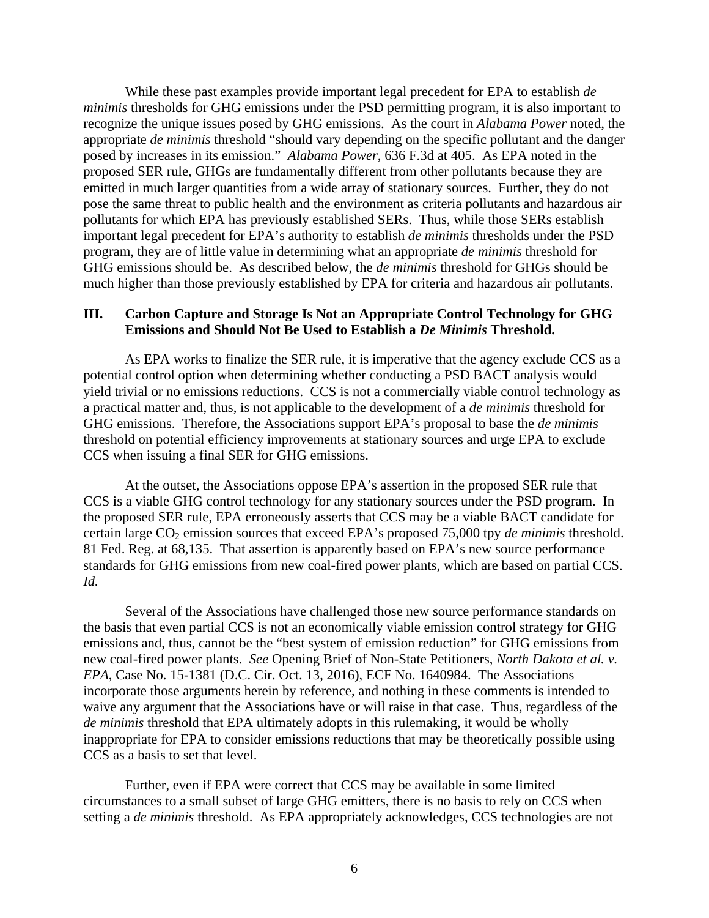While these past examples provide important legal precedent for EPA to establish *de minimis* thresholds for GHG emissions under the PSD permitting program, it is also important to recognize the unique issues posed by GHG emissions. As the court in *Alabama Power* noted, the appropriate *de minimis* threshold "should vary depending on the specific pollutant and the danger posed by increases in its emission." *Alabama Power*, 636 F.3d at 405. As EPA noted in the proposed SER rule, GHGs are fundamentally different from other pollutants because they are emitted in much larger quantities from a wide array of stationary sources. Further, they do not pose the same threat to public health and the environment as criteria pollutants and hazardous air pollutants for which EPA has previously established SERs. Thus, while those SERs establish important legal precedent for EPA's authority to establish *de minimis* thresholds under the PSD program, they are of little value in determining what an appropriate *de minimis* threshold for GHG emissions should be. As described below, the *de minimis* threshold for GHGs should be much higher than those previously established by EPA for criteria and hazardous air pollutants.

## III. Carbon Capture and Storage Is Not an Appropriate Control Technology for GHG Emissions and Should Not Be Used to Establish a *De Minimis* Threshold.

As EPA works to finalize the SER rule, it is imperative that the agency exclude CCS as a potential control option when determining whether conducting a PSD BACT analysis would yield trivial or no emissions reductions. CCS is not a commercially viable control technology as a practical matter and, thus, is not applicable to the development of a *de minimis* threshold for GHG emissions. Therefore, the Associations support EPA's proposal to base the *de minimis* threshold on potential efficiency improvements at stationary sources and urge EPA to exclude CCS when issuing a final SER for GHG emissions.

At the outset, the Associations oppose EPA's assertion in the proposed SER rule that CCS is a viable GHG control technology for any stationary sources under the PSD program. In the proposed SER rule, EPA erroneously asserts that CCS may be a viable BACT candidate for certain large $CO_2$ emission sources that exceed EPA's proposed 75,000 tpy *de minimis* threshold. 81 Fed. Reg. at 68,135. That assertion is apparently based on EPA's new source performance standards for GHG emissions from new coal-fired power plants, which are based on partial CCS. *Id.*

Several of the Associations have challenged those new source performance standards on the basis that even partial CCS is not an economically viable emission control strategy for GHG emissions and, thus, cannot be the "best system of emission reduction" for GHG emissions from new coal-fired power plants. *See* Opening Brief of Non-State Petitioners, *North Dakota et al. v. EPA*, Case No. 15-1381 (D.C. Cir. Oct. 13, 2016), ECF No. 1640984. The Associations incorporate those arguments herein by reference, and nothing in these comments is intended to waive any argument that the Associations have or will raise in that case. Thus, regardless of the *de minimis* threshold that EPA ultimately adopts in this rulemaking, it would be wholly inappropriate for EPA to consider emissions reductions that may be theoretically possible using CCS as a basis to set that level.

Further, even if EPA were correct that CCS may be available in some limited circumstances to a small subset of large GHG emitters, there is no basis to rely on CCS when setting a *de minimis* threshold. As EPA appropriately acknowledges, CCS technologies are not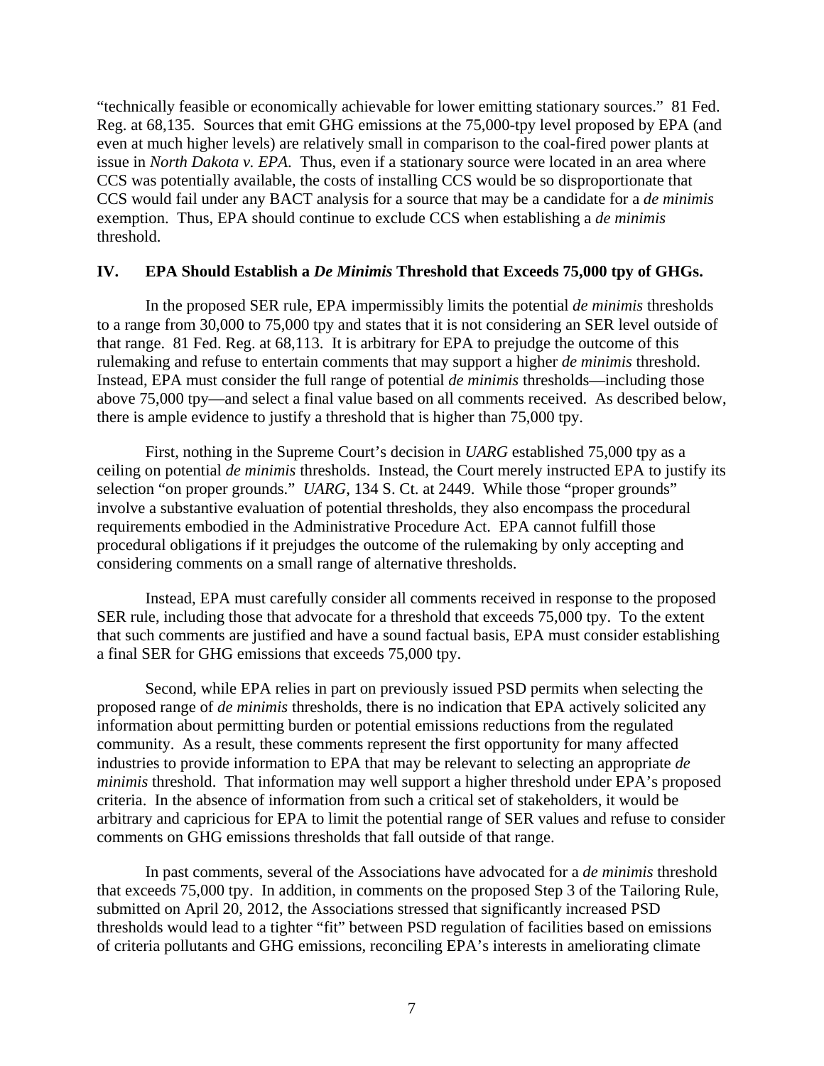"technically feasible or economically achievable for lower emitting stationary sources." 81 Fed. Reg. at 68,135. Sources that emit GHG emissions at the 75,000-tpy level proposed by EPA (and even at much higher levels) are relatively small in comparison to the coal-fired power plants at issue in *North Dakota v. EPA*. Thus, even if a stationary source were located in an area where CCS was potentially available, the costs of installing CCS would be so disproportionate that CCS would fail under any BACT analysis for a source that may be a candidate for a *de minimis* exemption. Thus, EPA should continue to exclude CCS when establishing a *de minimis* threshold.

## IV. EPA Should Establish a *De Minimis* Threshold that Exceeds 75,000 tpy of GHGs.

In the proposed SER rule, EPA impermissibly limits the potential *de minimis* thresholds to a range from 30,000 to 75,000 tpy and states that it is not considering an SER level outside of that range. 81 Fed. Reg. at 68,113. It is arbitrary for EPA to prejudge the outcome of this rulemaking and refuse to entertain comments that may support a higher *de minimis* threshold. Instead, EPA must consider the full range of potential *de minimis* thresholds—including those above 75,000 tpy—and select a final value based on all comments received. As described below, there is ample evidence to justify a threshold that is higher than 75,000 tpy.

First, nothing in the Supreme Court's decision in *UARG* established 75,000 tpy as a ceiling on potential *de minimis* thresholds. Instead, the Court merely instructed EPA to justify its selection "on proper grounds." *UARG*, 134 S. Ct. at 2449. While those "proper grounds" involve a substantive evaluation of potential thresholds, they also encompass the procedural requirements embodied in the Administrative Procedure Act. EPA cannot fulfill those procedural obligations if it prejudges the outcome of the rulemaking by only accepting and considering comments on a small range of alternative thresholds.

Instead, EPA must carefully consider all comments received in response to the proposed SER rule, including those that advocate for a threshold that exceeds 75,000 tpy. To the extent that such comments are justified and have a sound factual basis, EPA must consider establishing a final SER for GHG emissions that exceeds 75,000 tpy.

Second, while EPA relies in part on previously issued PSD permits when selecting the proposed range of *de minimis* thresholds, there is no indication that EPA actively solicited any information about permitting burden or potential emissions reductions from the regulated community. As a result, these comments represent the first opportunity for many affected industries to provide information to EPA that may be relevant to selecting an appropriate *de minimis* threshold. That information may well support a higher threshold under EPA's proposed criteria. In the absence of information from such a critical set of stakeholders, it would be arbitrary and capricious for EPA to limit the potential range of SER values and refuse to consider comments on GHG emissions thresholds that fall outside of that range.

In past comments, several of the Associations have advocated for a *de minimis* threshold that exceeds 75,000 tpy. In addition, in comments on the proposed Step 3 of the Tailoring Rule, submitted on April 20, 2012, the Associations stressed that significantly increased PSD thresholds would lead to a tighter "fit" between PSD regulation of facilities based on emissions of criteria pollutants and GHG emissions, reconciling EPA's interests in ameliorating climate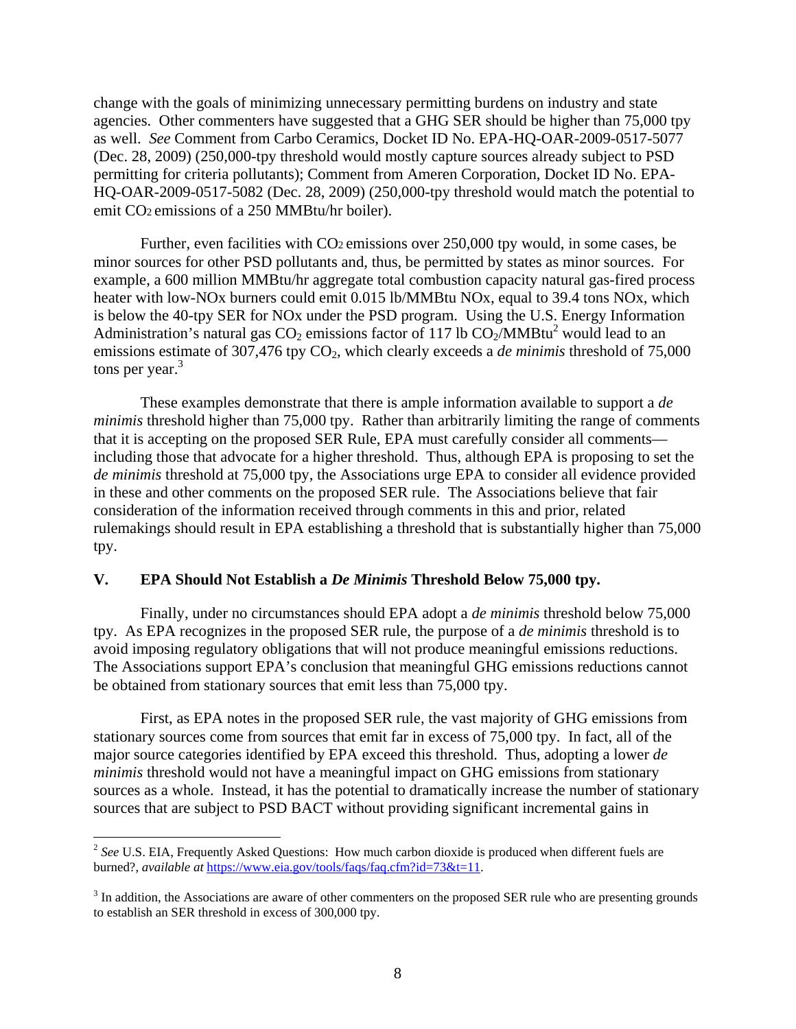change with the goals of minimizing unnecessary permitting burdens on industry and state agencies. Other commenters have suggested that a GHG SER should be higher than 75,000 tpy as well. *See* Comment from Carbo Ceramics, Docket ID No. EPA-HQ-OAR-2009-0517-5077 (Dec. 28, 2009) (250,000-tpy threshold would mostly capture sources already subject to PSD permitting for criteria pollutants); Comment from Ameren Corporation, Docket ID No. EPA-HQ-OAR-2009-0517-5082 (Dec. 28, 2009) (250,000-tpy threshold would match the potential to emit $CO_2$ emissions of a 250 MMBtu/hr boiler).

Further, even facilities with $CO_2$ emissions over 250,000 tpy would, in some cases, be minor sources for other PSD pollutants and, thus, be permitted by states as minor sources. For example, a 600 million MMBtu/hr aggregate total combustion capacity natural gas-fired process heater with low-NOx burners could emit 0.015 lb/MMBtu NOx, equal to 39.4 tons NOx, which is below the 40-tpy SER for NOx under the PSD program. Using the U.S. Energy Information Administration's natural gas $CO_2$ emissions factor of 117 lb $CO_2$/MMBtu[2] would lead to an emissions estimate of 307,476 tpy $CO_2$, which clearly exceeds a *de minimis* threshold of 75,000 tons per year.[3]

These examples demonstrate that there is ample information available to support a *de minimis* threshold higher than 75,000 tpy. Rather than arbitrarily limiting the range of comments that it is accepting on the proposed SER Rule, EPA must carefully consider all comments—including those that advocate for a higher threshold. Thus, although EPA is proposing to set the *de minimis* threshold at 75,000 tpy, the Associations urge EPA to consider all evidence provided in these and other comments on the proposed SER rule. The Associations believe that fair consideration of the information received through comments in this and prior, related rulemakings should result in EPA establishing a threshold that is substantially higher than 75,000 tpy.

## V. EPA Should Not Establish a *De Minimis* Threshold Below 75,000 tpy.

Finally, under no circumstances should EPA adopt a *de minimis* threshold below 75,000 tpy. As EPA recognizes in the proposed SER rule, the purpose of a *de minimis* threshold is to avoid imposing regulatory obligations that will not produce meaningful emissions reductions. The Associations support EPA's conclusion that meaningful GHG emissions reductions cannot be obtained from stationary sources that emit less than 75,000 tpy.

First, as EPA notes in the proposed SER rule, the vast majority of GHG emissions from stationary sources come from sources that emit far in excess of 75,000 tpy. In fact, all of the major source categories identified by EPA exceed this threshold. Thus, adopting a lower *de minimis* threshold would not have a meaningful impact on GHG emissions from stationary sources as a whole. Instead, it has the potential to dramatically increase the number of stationary sources that are subject to PSD BACT without providing significant incremental gains in

---

[2] *See* U.S. EIA, Frequently Asked Questions: How much carbon dioxide is produced when different fuels are burned?, *available at* https://www.eia.gov/tools/faqs/faq.cfm?id=73&t=11.

[3] In addition, the Associations are aware of other commenters on the proposed SER rule who are presenting grounds to establish an SER threshold in excess of 300,000 tpy.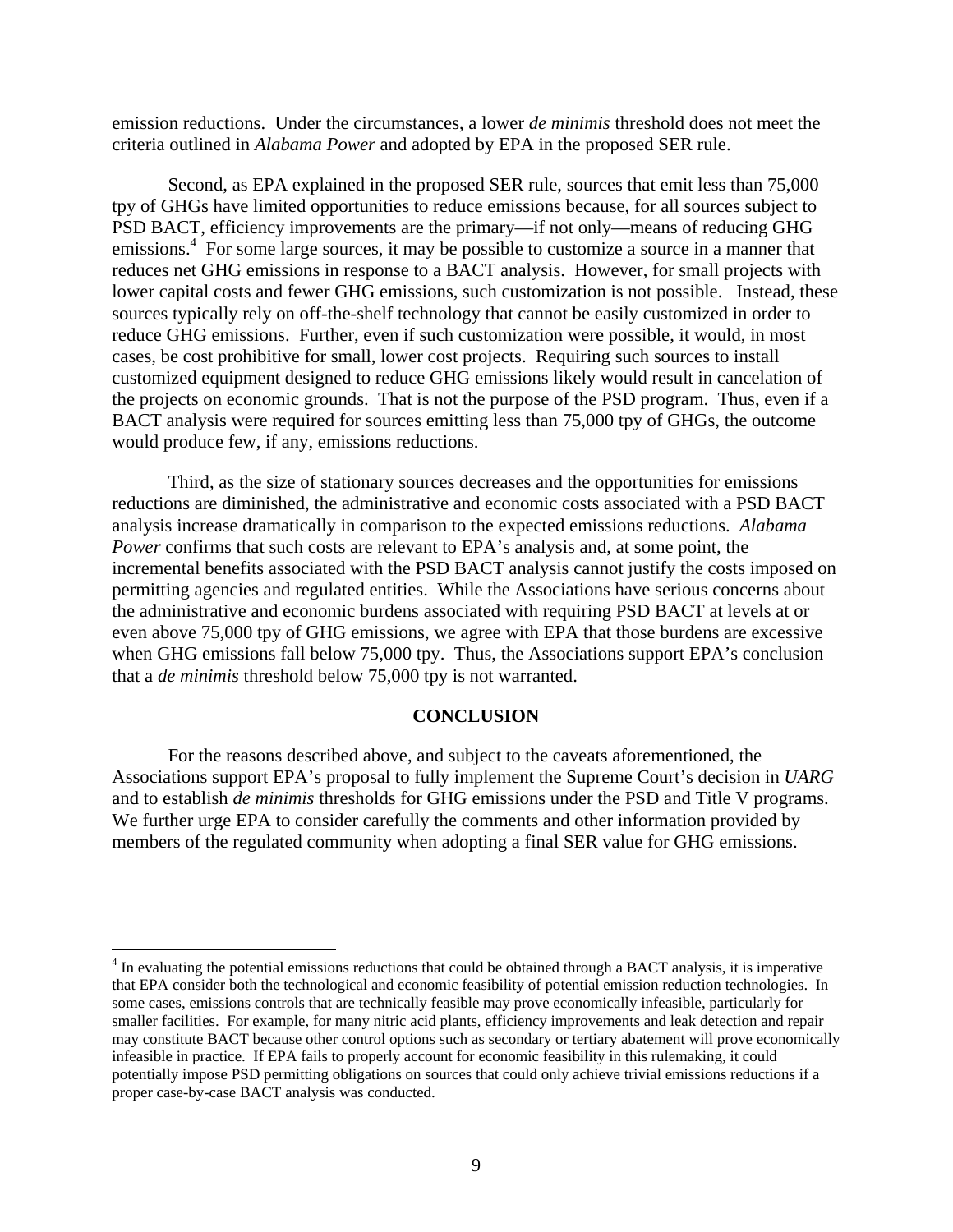emission reductions. Under the circumstances, a lower *de minimis* threshold does not meet the criteria outlined in *Alabama Power* and adopted by EPA in the proposed SER rule.

Second, as EPA explained in the proposed SER rule, sources that emit less than 75,000 tpy of GHGs have limited opportunities to reduce emissions because, for all sources subject to PSD BACT, efficiency improvements are the primary—if not only—means of reducing GHG emissions.[4] For some large sources, it may be possible to customize a source in a manner that reduces net GHG emissions in response to a BACT analysis. However, for small projects with lower capital costs and fewer GHG emissions, such customization is not possible. Instead, these sources typically rely on off-the-shelf technology that cannot be easily customized in order to reduce GHG emissions. Further, even if such customization were possible, it would, in most cases, be cost prohibitive for small, lower cost projects. Requiring such sources to install customized equipment designed to reduce GHG emissions likely would result in cancelation of the projects on economic grounds. That is not the purpose of the PSD program. Thus, even if a BACT analysis were required for sources emitting less than 75,000 tpy of GHGs, the outcome would produce few, if any, emissions reductions.

Third, as the size of stationary sources decreases and the opportunities for emissions reductions are diminished, the administrative and economic costs associated with a PSD BACT analysis increase dramatically in comparison to the expected emissions reductions. *Alabama Power* confirms that such costs are relevant to EPA's analysis and, at some point, the incremental benefits associated with the PSD BACT analysis cannot justify the costs imposed on permitting agencies and regulated entities. While the Associations have serious concerns about the administrative and economic burdens associated with requiring PSD BACT at levels at or even above 75,000 tpy of GHG emissions, we agree with EPA that those burdens are excessive when GHG emissions fall below 75,000 tpy. Thus, the Associations support EPA's conclusion that a *de minimis* threshold below 75,000 tpy is not warranted.

## CONCLUSION

For the reasons described above, and subject to the caveats aforementioned, the Associations support EPA's proposal to fully implement the Supreme Court's decision in *UARG* and to establish *de minimis* thresholds for GHG emissions under the PSD and Title V programs. We further urge EPA to consider carefully the comments and other information provided by members of the regulated community when adopting a final SER value for GHG emissions.

---

[4] In evaluating the potential emissions reductions that could be obtained through a BACT analysis, it is imperative that EPA consider both the technological and economic feasibility of potential emission reduction technologies. In some cases, emissions controls that are technically feasible may prove economically infeasible, particularly for smaller facilities. For example, for many nitric acid plants, efficiency improvements and leak detection and repair may constitute BACT because other control options such as secondary or tertiary abatement will prove economically infeasible in practice. If EPA fails to properly account for economic feasibility in this rulemaking, it could potentially impose PSD permitting obligations on sources that could only achieve trivial emissions reductions if a proper case-by-case BACT analysis was conducted.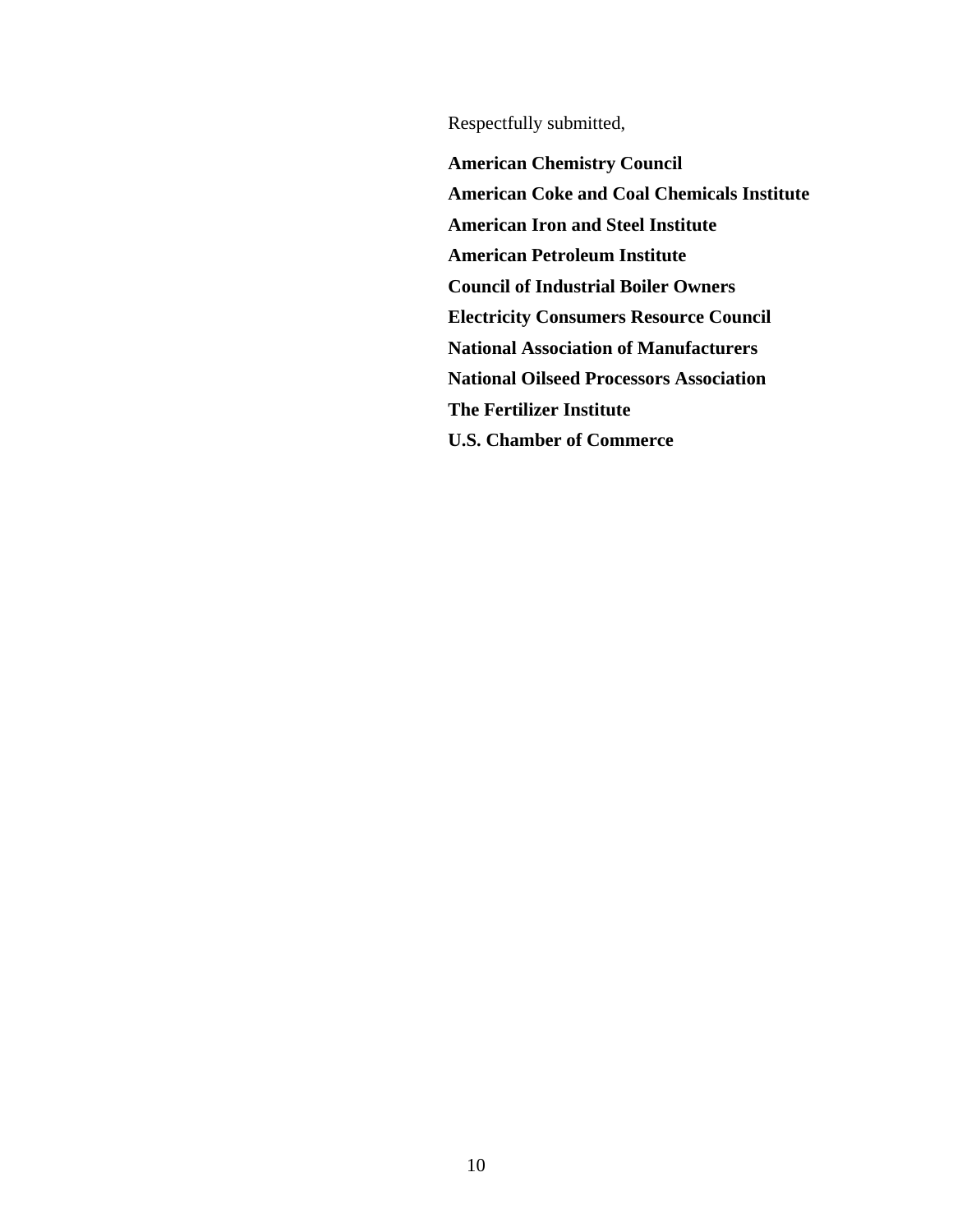Respectfully submitted,

**American Chemistry Council**
**American Coke and Coal Chemicals Institute**
**American Iron and Steel Institute**
**American Petroleum Institute**
**Council of Industrial Boiler Owners**
**Electricity Consumers Resource Council**
**National Association of Manufacturers**
**National Oilseed Processors Association**
**The Fertilizer Institute**
**U.S. Chamber of Commerce**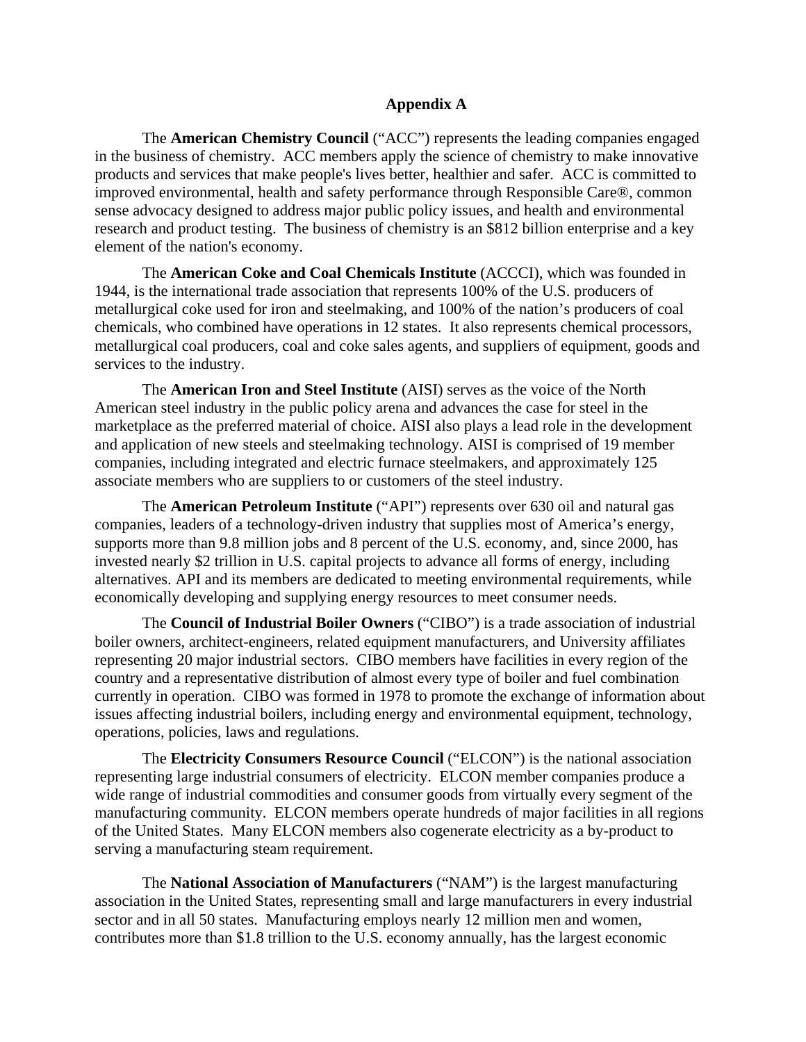## Appendix A

The **American Chemistry Council** ("ACC") represents the leading companies engaged in the business of chemistry. ACC members apply the science of chemistry to make innovative products and services that make people's lives better, healthier and safer. ACC is committed to improved environmental, health and safety performance through Responsible Care®, common sense advocacy designed to address major public policy issues, and health and environmental research and product testing. The business of chemistry is an $812 billion enterprise and a key element of the nation's economy.

The **American Coke and Coal Chemicals Institute** (ACCCI), which was founded in 1944, is the international trade association that represents 100% of the U.S. producers of metallurgical coke used for iron and steelmaking, and 100% of the nation's producers of coal chemicals, who combined have operations in 12 states. It also represents chemical processors, metallurgical coal producers, coal and coke sales agents, and suppliers of equipment, goods and services to the industry.

The **American Iron and Steel Institute** (AISI) serves as the voice of the North American steel industry in the public policy arena and advances the case for steel in the marketplace as the preferred material of choice. AISI also plays a lead role in the development and application of new steels and steelmaking technology. AISI is comprised of 19 member companies, including integrated and electric furnace steelmakers, and approximately 125 associate members who are suppliers to or customers of the steel industry.

The **American Petroleum Institute** ("API") represents over 630 oil and natural gas companies, leaders of a technology-driven industry that supplies most of America's energy, supports more than 9.8 million jobs and 8 percent of the U.S. economy, and, since 2000, has invested nearly $2 trillion in U.S. capital projects to advance all forms of energy, including alternatives. API and its members are dedicated to meeting environmental requirements, while economically developing and supplying energy resources to meet consumer needs.

The **Council of Industrial Boiler Owners** ("CIBO") is a trade association of industrial boiler owners, architect-engineers, related equipment manufacturers, and University affiliates representing 20 major industrial sectors. CIBO members have facilities in every region of the country and a representative distribution of almost every type of boiler and fuel combination currently in operation. CIBO was formed in 1978 to promote the exchange of information about issues affecting industrial boilers, including energy and environmental equipment, technology, operations, policies, laws and regulations.

The **Electricity Consumers Resource Council** ("ELCON") is the national association representing large industrial consumers of electricity. ELCON member companies produce a wide range of industrial commodities and consumer goods from virtually every segment of the manufacturing community. ELCON members operate hundreds of major facilities in all regions of the United States. Many ELCON members also cogenerate electricity as a by-product to serving a manufacturing steam requirement.

The **National Association of Manufacturers** ("NAM") is the largest manufacturing association in the United States, representing small and large manufacturers in every industrial sector and in all 50 states. Manufacturing employs nearly 12 million men and women, contributes more than $1.8 trillion to the U.S. economy annually, has the largest economic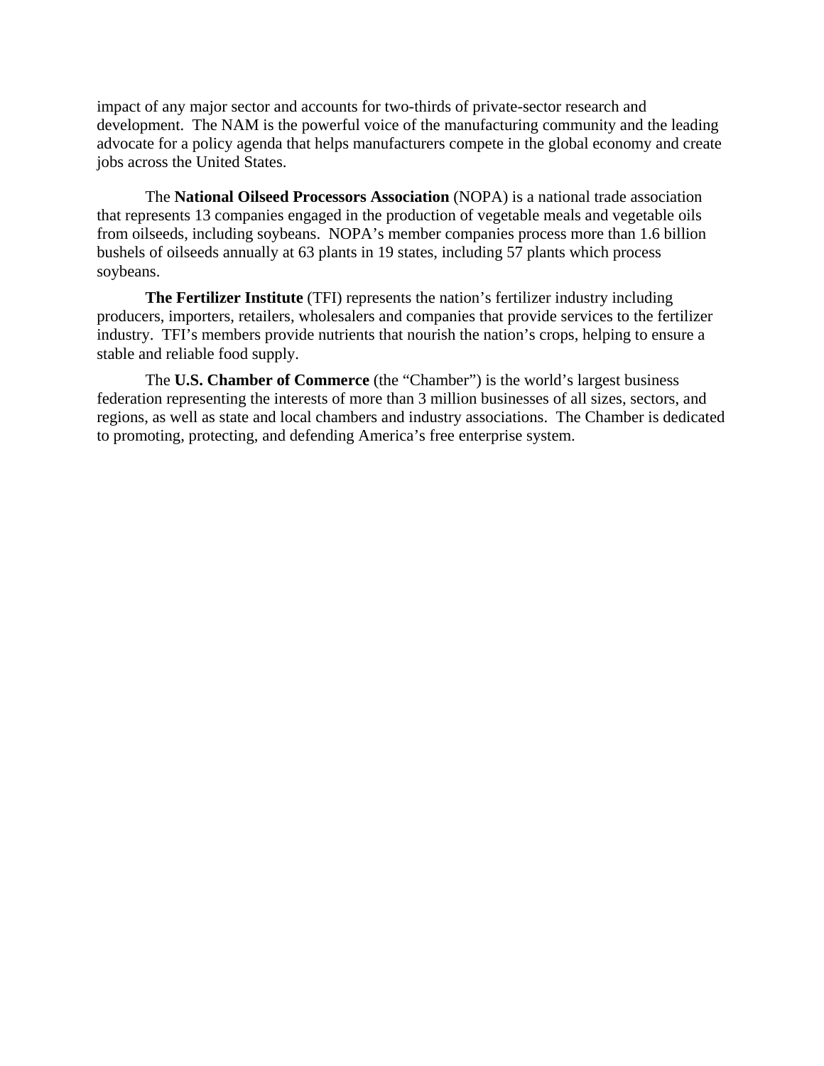impact of any major sector and accounts for two-thirds of private-sector research and development. The NAM is the powerful voice of the manufacturing community and the leading advocate for a policy agenda that helps manufacturers compete in the global economy and create jobs across the United States.

The **National Oilseed Processors Association** (NOPA) is a national trade association that represents 13 companies engaged in the production of vegetable meals and vegetable oils from oilseeds, including soybeans. NOPA's member companies process more than 1.6 billion bushels of oilseeds annually at 63 plants in 19 states, including 57 plants which process soybeans.

**The Fertilizer Institute** (TFI) represents the nation's fertilizer industry including producers, importers, retailers, wholesalers and companies that provide services to the fertilizer industry. TFI's members provide nutrients that nourish the nation's crops, helping to ensure a stable and reliable food supply.

The **U.S. Chamber of Commerce** (the "Chamber") is the world's largest business federation representing the interests of more than 3 million businesses of all sizes, sectors, and regions, as well as state and local chambers and industry associations. The Chamber is dedicated to promoting, protecting, and defending America's free enterprise system.